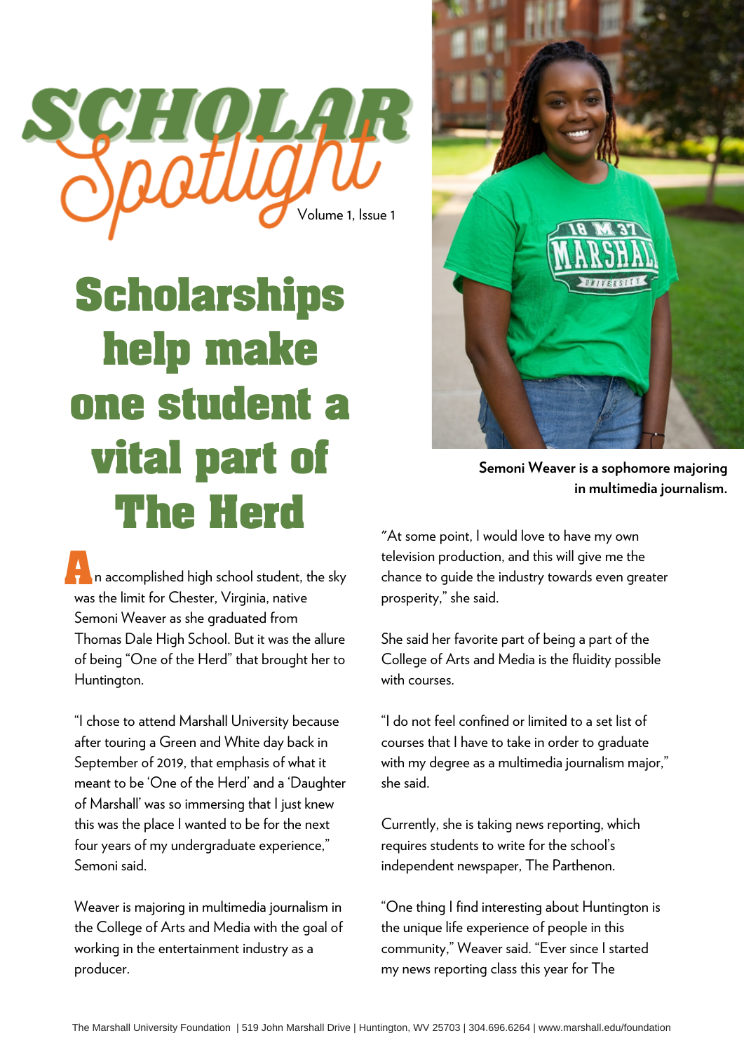# Scholar Spotlight

Volume 1, Issue 1

## Scholarships help make one student a vital part of The Herd

An accomplished high school student, the sky was the limit for Chester, Virginia, native Semoni Weaver as she graduated from Thomas Dale High School. But it was the allure of being "One of the Herd" that brought her to Huntington.

"I chose to attend Marshall University because after touring a Green and White day back in September of 2019, that emphasis of what it meant to be 'One of the Herd' and a 'Daughter of Marshall' was so immersing that I just knew this was the place I wanted to be for the next four years of my undergraduate experience," Semoni said.

Weaver is majoring in multimedia journalism in the College of Arts and Media with the goal of working in the entertainment industry as a producer.

**Semoni Weaver is a sophomore majoring in multimedia journalism.**

"At some point, I would love to have my own television production, and this will give me the chance to guide the industry towards even greater prosperity," she said.

She said her favorite part of being a part of the College of Arts and Media is the fluidity possible with courses.

"I do not feel confined or limited to a set list of courses that I have to take in order to graduate with my degree as a multimedia journalism major," she said.

Currently, she is taking news reporting, which requires students to write for the school's independent newspaper, The Parthenon.

"One thing I find interesting about Huntington is the unique life experience of people in this community," Weaver said. "Ever since I started my news reporting class this year for The

The Marshall University Foundation | 519 John Marshall Drive | Huntington, WV 25703 | 304.696.6264 | www.marshall.edu/foundation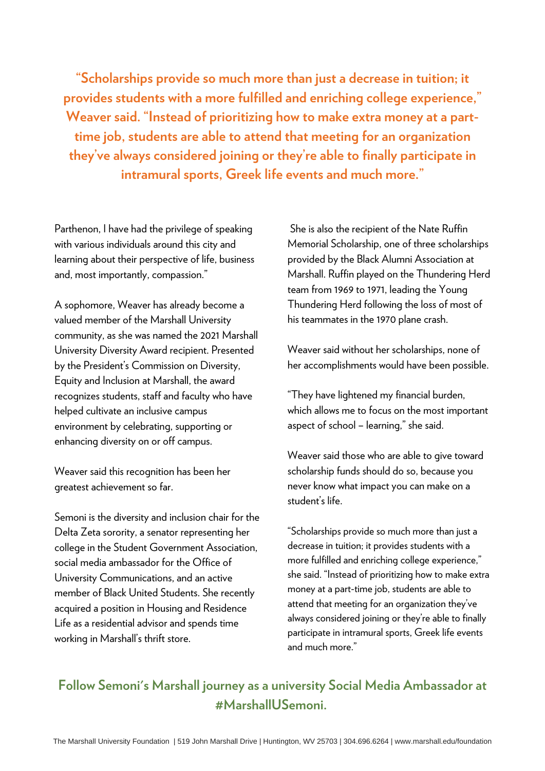**“Scholarships provide so much more than just a decrease in tuition; it provides students with a more fulfilled and enriching college experience,” Weaver said. “Instead of prioritizing how to make extra money at a part-time job, students are able to attend that meeting for an organization they’ve always considered joining or they’re able to finally participate in intramural sports, Greek life events and much more.”**

Parthenon, I have had the privilege of speaking with various individuals around this city and learning about their perspective of life, business and, most importantly, compassion.”

A sophomore, Weaver has already become a valued member of the Marshall University community, as she was named the 2021 Marshall University Diversity Award recipient. Presented by the President’s Commission on Diversity, Equity and Inclusion at Marshall, the award recognizes students, staff and faculty who have helped cultivate an inclusive campus environment by celebrating, supporting or enhancing diversity on or off campus.

Weaver said this recognition has been her greatest achievement so far.

Semoni is the diversity and inclusion chair for the Delta Zeta sorority, a senator representing her college in the Student Government Association, social media ambassador for the Office of University Communications, and an active member of Black United Students. She recently acquired a position in Housing and Residence Life as a residential advisor and spends time working in Marshall’s thrift store.

She is also the recipient of the Nate Ruffin Memorial Scholarship, one of three scholarships provided by the Black Alumni Association at Marshall. Ruffin played on the Thundering Herd team from 1969 to 1971, leading the Young Thundering Herd following the loss of most of his teammates in the 1970 plane crash.

Weaver said without her scholarships, none of her accomplishments would have been possible.

“They have lightened my financial burden, which allows me to focus on the most important aspect of school – learning,” she said.

Weaver said those who are able to give toward scholarship funds should do so, because you never know what impact you can make on a student’s life.

“Scholarships provide so much more than just a decrease in tuition; it provides students with a more fulfilled and enriching college experience,” she said. “Instead of prioritizing how to make extra money at a part-time job, students are able to attend that meeting for an organization they’ve always considered joining or they’re able to finally participate in intramural sports, Greek life events and much more.”

**Follow Semoni’s Marshall journey as a university Social Media Ambassador at #MarshallUSemoni.**

The Marshall University Foundation | 519 John Marshall Drive | Huntington, WV 25703 | 304.696.6264 | www.marshall.edu/foundation